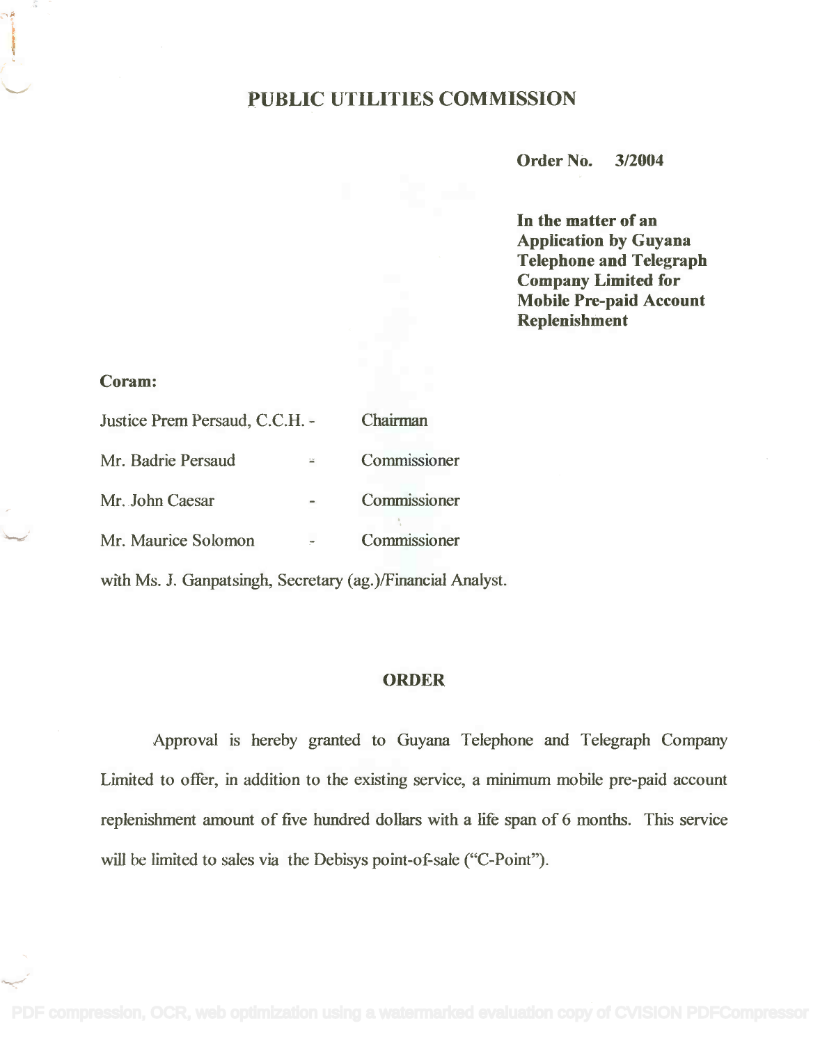# PUBLIC UTILITIES COMMISSION

**Order No. 3/2004**

**In the matter of an Application by Guyana Telephone and Telegraph Company Limited for Mobile Pre-paid Account Replenishment**

**Coram:**

| | | |
|---|---|---|
| Justice Prem Persaud, C.C.H. | - | Chairman |
| Mr. Badrie Persaud | - | Commissioner |
| Mr. John Caesar | - | Commissioner |
| Mr. Maurice Solomon | - | Commissioner |

with Ms. J. Ganpatsingh, Secretary (ag.)/Financial Analyst.

## ORDER

Approval is hereby granted to Guyana Telephone and Telegraph Company Limited to offer, in addition to the existing service, a minimum mobile pre-paid account replenishment amount of five hundred dollars with a life span of 6 months. This service will be limited to sales via the Debisys point-of-sale ("C-Point").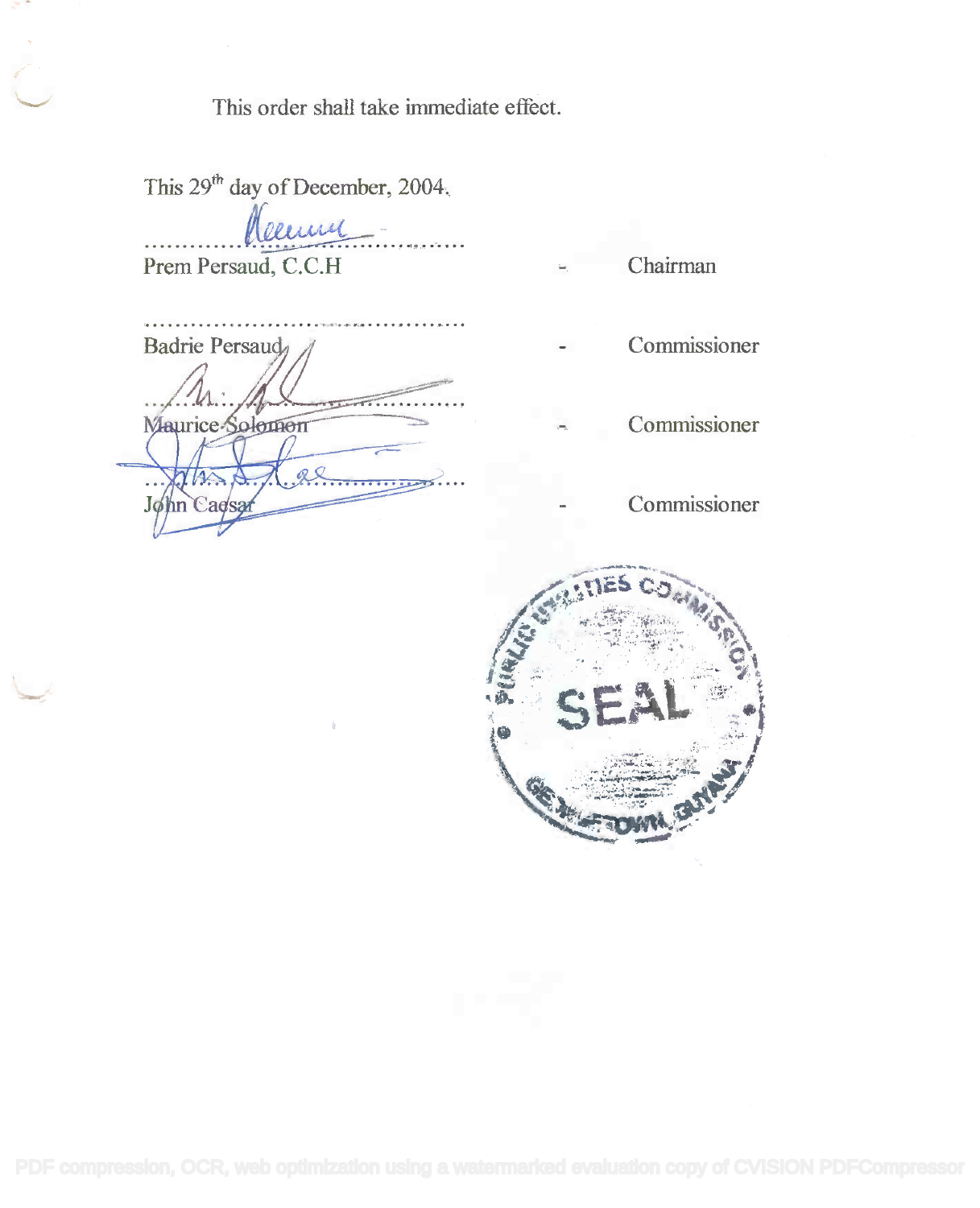This order shall take immediate effect.

This 29th day of December, 2004.

....................................................
Prem Persaud, C.C.H - Chairman

....................................................
Badrie Persaud - Commissioner

....................................................
Maurice Solomon - Commissioner

....................................................
John Caesar - Commissioner

PUBLIC UTILITIES COMMISSION
SEAL
GEORGETOWN, GUYANA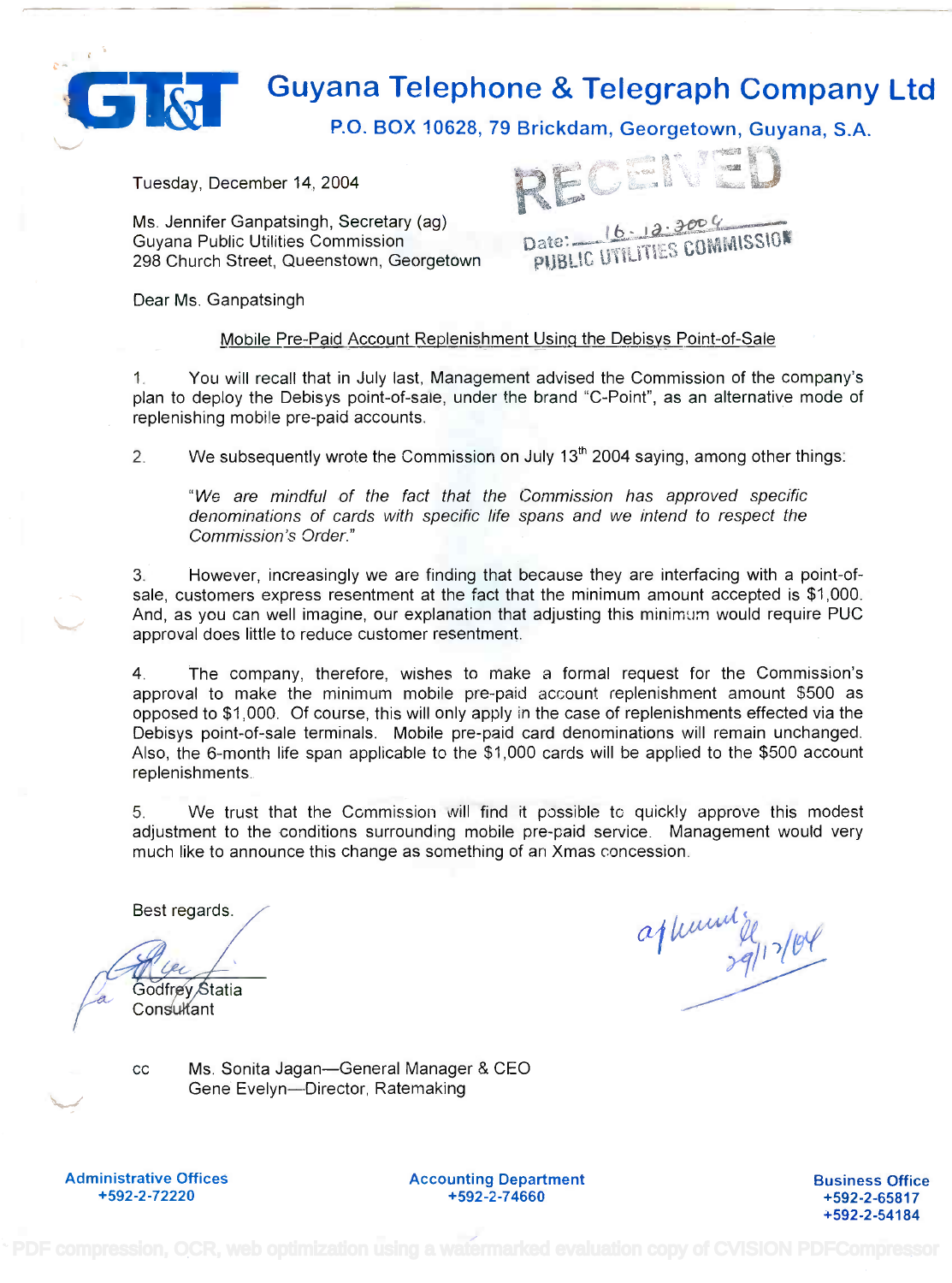# GT&T Guyana Telephone & Telegraph Company Ltd

**P.O. BOX 10628, 79 Brickdam, Georgetown, Guyana, S.A.**

Tuesday, December 14, 2004

RECEIVED
Date: 16-12-2004
PUBLIC UTILITIES COMMISSION

Ms. Jennifer Ganpatsingh, Secretary (ag)
Guyana Public Utilities Commission
298 Church Street, Queenstown, Georgetown

Dear Ms. Ganpatsingh

Mobile Pre-Paid Account Replenishment Using the Debisys Point-of-Sale

1. You will recall that in July last, Management advised the Commission of the company's plan to deploy the Debisys point-of-sale, under the brand "C-Point", as an alternative mode of replenishing mobile pre-paid accounts.

2. We subsequently wrote the Commission on July 13th 2004 saying, among other things:

> "*We are mindful of the fact that the Commission has approved specific denominations of cards with specific life spans and we intend to respect the Commission's Order.*"

3. However, increasingly we are finding that because they are interfacing with a point-of-sale, customers express resentment at the fact that the minimum amount accepted is $1,000. And, as you can well imagine, our explanation that adjusting this minimum would require PUC approval does little to reduce customer resentment.

4. The company, therefore, wishes to make a formal request for the Commission's approval to make the minimum mobile pre-paid account replenishment amount $500 as opposed to $1,000. Of course, this will only apply in the case of replenishments effected via the Debisys point-of-sale terminals. Mobile pre-paid card denominations will remain unchanged. Also, the 6-month life span applicable to the $1,000 cards will be applied to the $500 account replenishments.

5. We trust that the Commission will find it possible to quickly approve this modest adjustment to the conditions surrounding mobile pre-paid service. Management would very much like to announce this change as something of an Xmas concession.

Best regards.

Godfrey Statia
Consultant

cc Ms. Sonita Jagan—General Manager & CEO
Gene Evelyn—Director, Ratemaking

Administrative Offices +592-2-72220
Accounting Department +592-2-74660
Business Office +592-2-65817 +592-2-54184